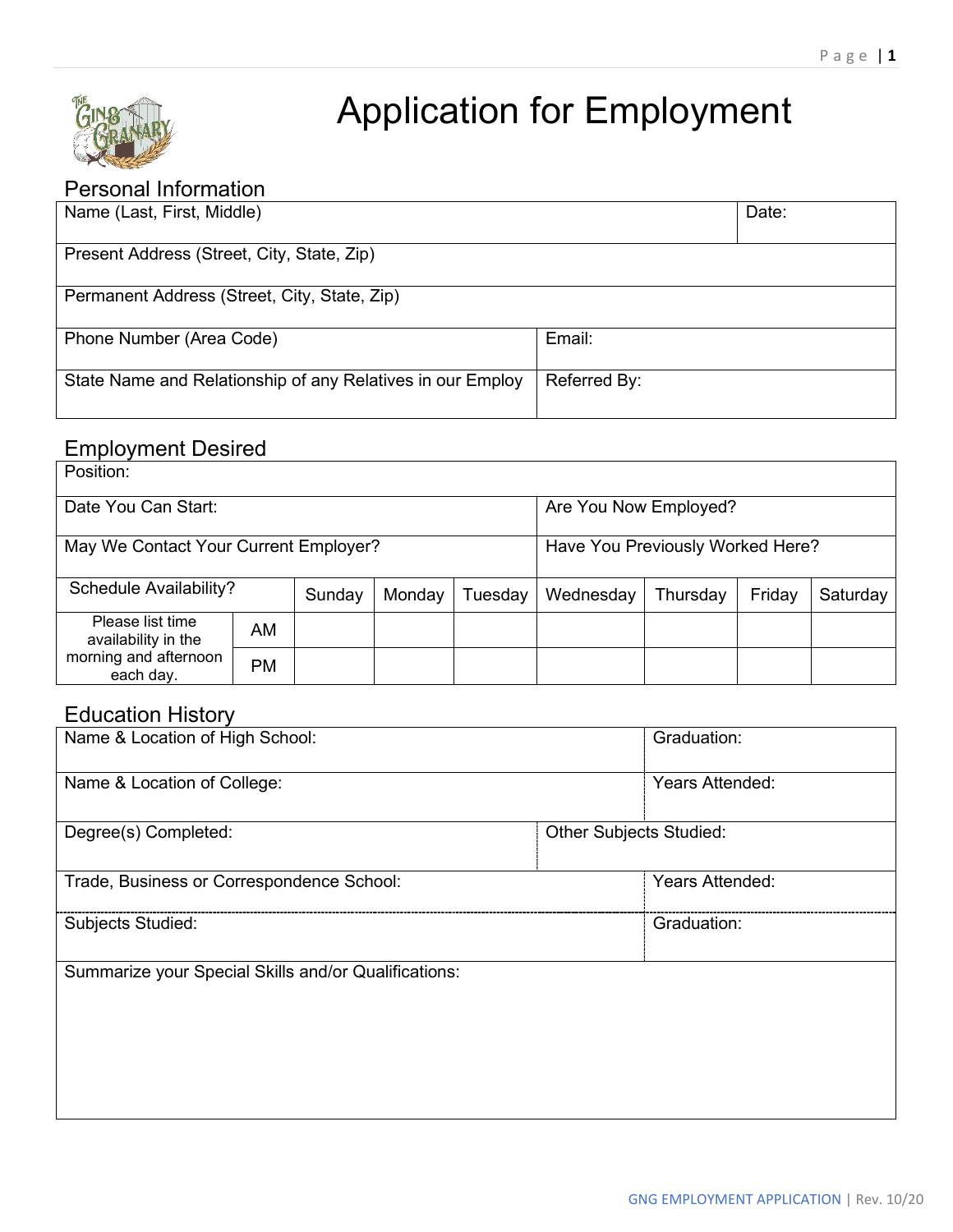# Application for Employment

## Personal Information

| Name (Last, First, Middle) | | Date: |
|---|---|---|
| Present Address (Street, City, State, Zip) | | |
| Permanent Address (Street, City, State, Zip) | | |
| Phone Number (Area Code) | Email: | |
| State Name and Relationship of any Relatives in our Employ | Referred By: | |

## Employment Desired

| Position: | |
|---|---|
| Date You Can Start: | Are You Now Employed? |
| May We Contact Your Current Employer? | Have You Previously Worked Here? |

| Schedule Availability? | | Sunday | Monday | Tuesday | Wednesday | Thursday | Friday | Saturday |
|---|---|---|---|---|---|---|---|---|
| Please list time availability in the morning and afternoon each day. | AM | | | | | | | |
| | PM | | | | | | | |

## Education History

| Name & Location of High School: | | Graduation: |
|---|---|---|
| Name & Location of College: | | Years Attended: |
| Degree(s) Completed: | Other Subjects Studied: | |
| Trade, Business or Correspondence School: | | Years Attended: |
| Subjects Studied: | | Graduation: |

Summarize your Special Skills and/or Qualifications: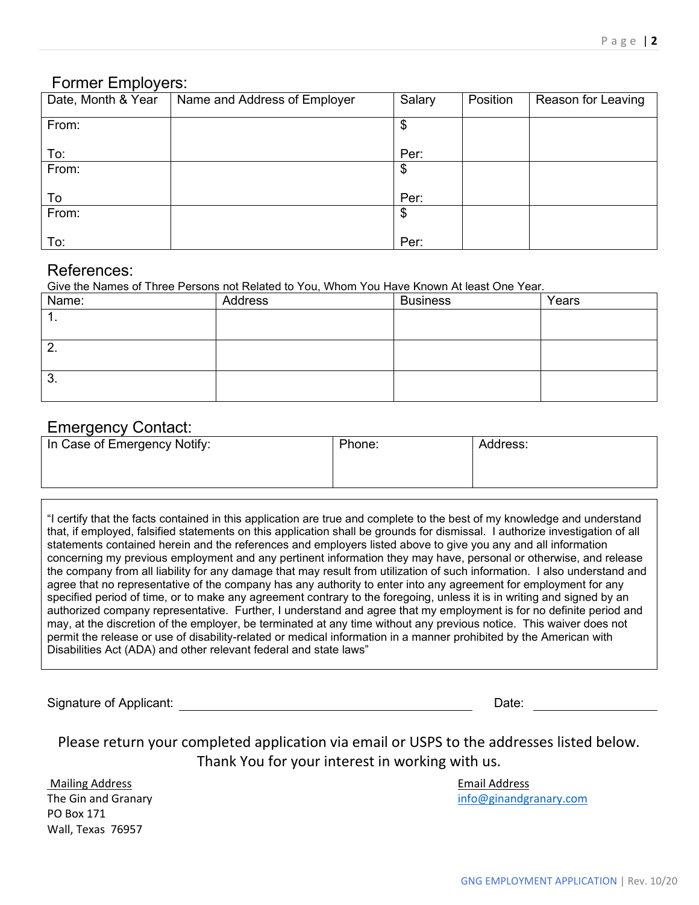## Former Employers:

| Date, Month & Year | Name and Address of Employer | Salary | Position | Reason for Leaving |
|---|---|---|---|---|
| From:<br><br>To: | | $<br><br>Per: | | |
| From:<br><br>To | | $<br><br>Per: | | |
| From:<br><br>To: | | $<br><br>Per: | | |

## References:

Give the Names of Three Persons not Related to You, Whom You Have Known At least One Year.

| Name: | Address | Business | Years |
|---|---|---|---|
| 1. | | | |
| 2. | | | |
| 3. | | | |

## Emergency Contact:

| In Case of Emergency Notify: | Phone: | Address: |
|---|---|---|
| | | |

"I certify that the facts contained in this application are true and complete to the best of my knowledge and understand that, if employed, falsified statements on this application shall be grounds for dismissal. I authorize investigation of all statements contained herein and the references and employers listed above to give you any and all information concerning my previous employment and any pertinent information they may have, personal or otherwise, and release the company from all liability for any damage that may result from utilization of such information. I also understand and agree that no representative of the company has any authority to enter into any agreement for employment for any specified period of time, or to make any agreement contrary to the foregoing, unless it is in writing and signed by an authorized company representative. Further, I understand and agree that my employment is for no definite period and may, at the discretion of the employer, be terminated at any time without any previous notice. This waiver does not permit the release or use of disability-related or medical information in a manner prohibited by the American with Disabilities Act (ADA) and other relevant federal and state laws"

Signature of Applicant: ______________________________ Date: ______________

Please return your completed application via email or USPS to the addresses listed below.
Thank You for your interest in working with us.

Mailing Address
The Gin and Granary
PO Box 171
Wall, Texas 76957

Email Address
info@ginandgranary.com